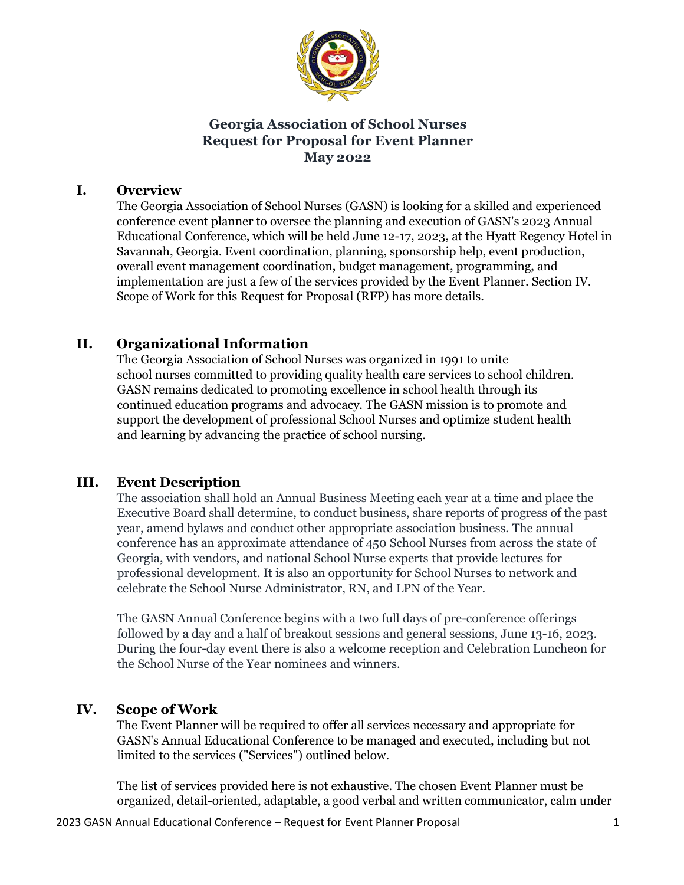# Georgia Association of School Nurses
# Request for Proposal for Event Planner
# May 2022

## I. Overview

The Georgia Association of School Nurses (GASN) is looking for a skilled and experienced conference event planner to oversee the planning and execution of GASN's 2023 Annual Educational Conference, which will be held June 12-17, 2023, at the Hyatt Regency Hotel in Savannah, Georgia. Event coordination, planning, sponsorship help, event production, overall event management coordination, budget management, programming, and implementation are just a few of the services provided by the Event Planner. Section IV. Scope of Work for this Request for Proposal (RFP) has more details.

## II. Organizational Information

The Georgia Association of School Nurses was organized in 1991 to unite school nurses committed to providing quality health care services to school children. GASN remains dedicated to promoting excellence in school health through its continued education programs and advocacy. The GASN mission is to promote and support the development of professional School Nurses and optimize student health and learning by advancing the practice of school nursing.

## III. Event Description

The association shall hold an Annual Business Meeting each year at a time and place the Executive Board shall determine, to conduct business, share reports of progress of the past year, amend bylaws and conduct other appropriate association business. The annual conference has an approximate attendance of 450 School Nurses from across the state of Georgia, with vendors, and national School Nurse experts that provide lectures for professional development. It is also an opportunity for School Nurses to network and celebrate the School Nurse Administrator, RN, and LPN of the Year.

The GASN Annual Conference begins with a two full days of pre-conference offerings followed by a day and a half of breakout sessions and general sessions, June 13-16, 2023. During the four-day event there is also a welcome reception and Celebration Luncheon for the School Nurse of the Year nominees and winners.

## IV. Scope of Work

The Event Planner will be required to offer all services necessary and appropriate for GASN's Annual Educational Conference to be managed and executed, including but not limited to the services ("Services") outlined below.

The list of services provided here is not exhaustive. The chosen Event Planner must be organized, detail-oriented, adaptable, a good verbal and written communicator, calm under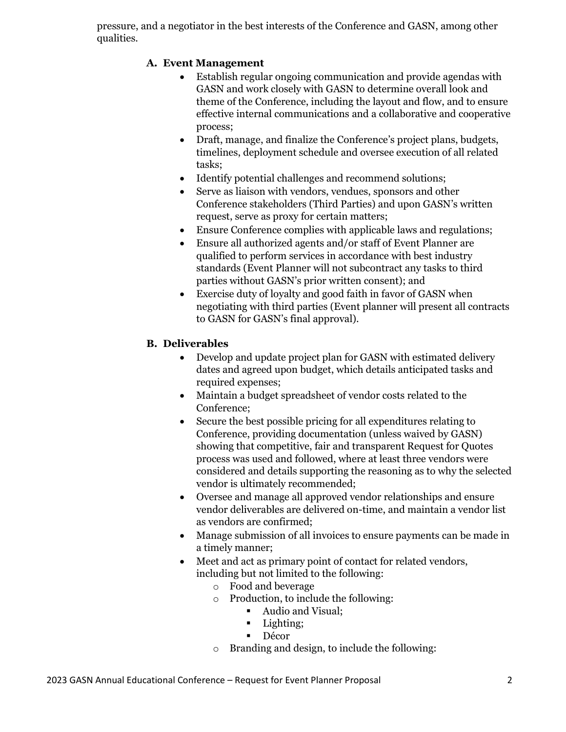pressure, and a negotiator in the best interests of the Conference and GASN, among other qualities.

### A. Event Management

- Establish regular ongoing communication and provide agendas with GASN and work closely with GASN to determine overall look and theme of the Conference, including the layout and flow, and to ensure effective internal communications and a collaborative and cooperative process;
- Draft, manage, and finalize the Conference's project plans, budgets, timelines, deployment schedule and oversee execution of all related tasks;
- Identify potential challenges and recommend solutions;
- Serve as liaison with vendors, vendues, sponsors and other Conference stakeholders (Third Parties) and upon GASN's written request, serve as proxy for certain matters;
- Ensure Conference complies with applicable laws and regulations;
- Ensure all authorized agents and/or staff of Event Planner are qualified to perform services in accordance with best industry standards (Event Planner will not subcontract any tasks to third parties without GASN's prior written consent); and
- Exercise duty of loyalty and good faith in favor of GASN when negotiating with third parties (Event planner will present all contracts to GASN for GASN's final approval).

### B. Deliverables

- Develop and update project plan for GASN with estimated delivery dates and agreed upon budget, which details anticipated tasks and required expenses;
- Maintain a budget spreadsheet of vendor costs related to the Conference;
- Secure the best possible pricing for all expenditures relating to Conference, providing documentation (unless waived by GASN) showing that competitive, fair and transparent Request for Quotes process was used and followed, where at least three vendors were considered and details supporting the reasoning as to why the selected vendor is ultimately recommended;
- Oversee and manage all approved vendor relationships and ensure vendor deliverables are delivered on-time, and maintain a vendor list as vendors are confirmed;
- Manage submission of all invoices to ensure payments can be made in a timely manner;
- Meet and act as primary point of contact for related vendors, including but not limited to the following:
  - Food and beverage
  - Production, to include the following:
    - Audio and Visual;
    - Lighting;
    - Décor
  - Branding and design, to include the following: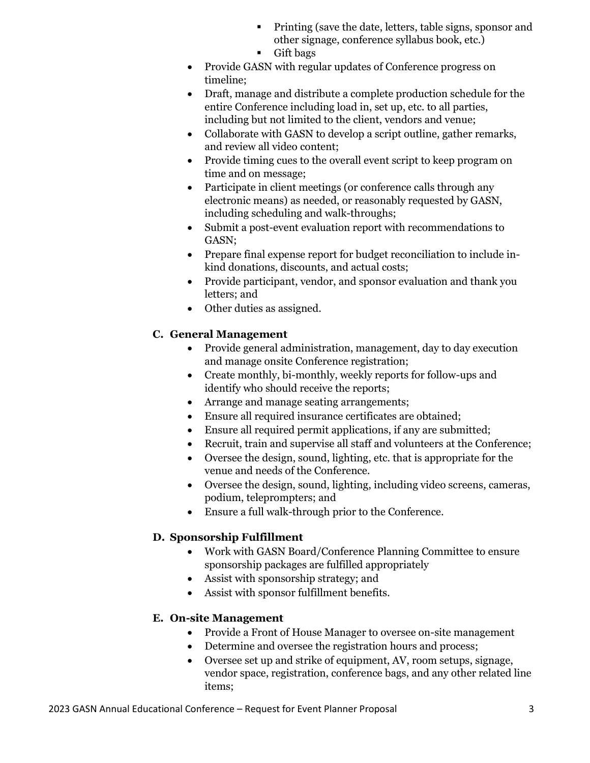- Printing (save the date, letters, table signs, sponsor and other signage, conference syllabus book, etc.)
    - Gift bags
- Provide GASN with regular updates of Conference progress on timeline;
- Draft, manage and distribute a complete production schedule for the entire Conference including load in, set up, etc. to all parties, including but not limited to the client, vendors and venue;
- Collaborate with GASN to develop a script outline, gather remarks, and review all video content;
- Provide timing cues to the overall event script to keep program on time and on message;
- Participate in client meetings (or conference calls through any electronic means) as needed, or reasonably requested by GASN, including scheduling and walk-throughs;
- Submit a post-event evaluation report with recommendations to GASN;
- Prepare final expense report for budget reconciliation to include in-kind donations, discounts, and actual costs;
- Provide participant, vendor, and sponsor evaluation and thank you letters; and
- Other duties as assigned.

**C. General Management**

- Provide general administration, management, day to day execution and manage onsite Conference registration;
- Create monthly, bi-monthly, weekly reports for follow-ups and identify who should receive the reports;
- Arrange and manage seating arrangements;
- Ensure all required insurance certificates are obtained;
- Ensure all required permit applications, if any are submitted;
- Recruit, train and supervise all staff and volunteers at the Conference;
- Oversee the design, sound, lighting, etc. that is appropriate for the venue and needs of the Conference.
- Oversee the design, sound, lighting, including video screens, cameras, podium, teleprompters; and
- Ensure a full walk-through prior to the Conference.

**D. Sponsorship Fulfillment**

- Work with GASN Board/Conference Planning Committee to ensure sponsorship packages are fulfilled appropriately
- Assist with sponsorship strategy; and
- Assist with sponsor fulfillment benefits.

**E. On-site Management**

- Provide a Front of House Manager to oversee on-site management
- Determine and oversee the registration hours and process;
- Oversee set up and strike of equipment, AV, room setups, signage, vendor space, registration, conference bags, and any other related line items;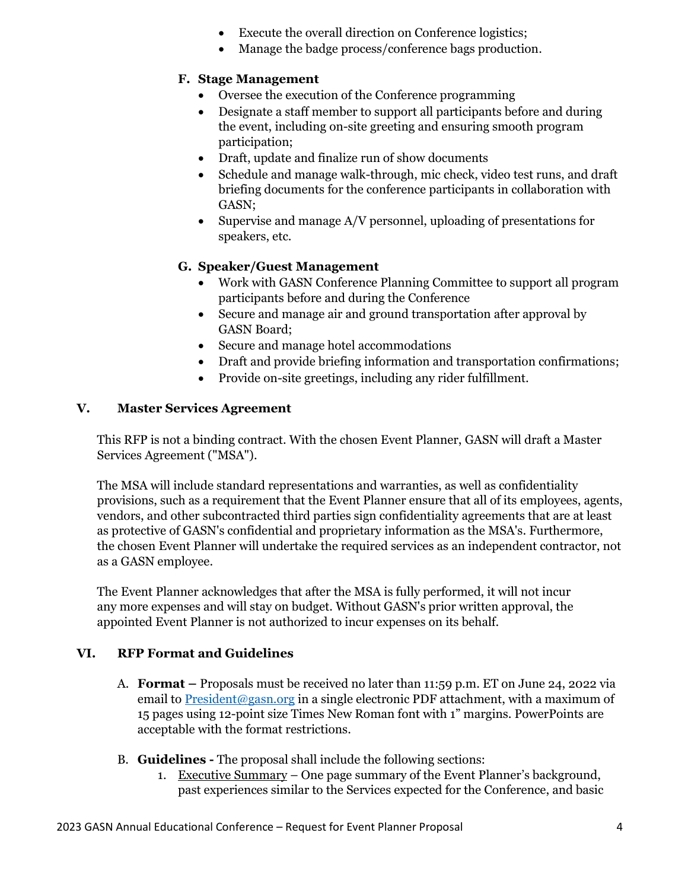- Execute the overall direction on Conference logistics;
- Manage the badge process/conference bags production.

### F. Stage Management

- Oversee the execution of the Conference programming
- Designate a staff member to support all participants before and during the event, including on-site greeting and ensuring smooth program participation;
- Draft, update and finalize run of show documents
- Schedule and manage walk-through, mic check, video test runs, and draft briefing documents for the conference participants in collaboration with GASN;
- Supervise and manage A/V personnel, uploading of presentations for speakers, etc.

### G. Speaker/Guest Management

- Work with GASN Conference Planning Committee to support all program participants before and during the Conference
- Secure and manage air and ground transportation after approval by GASN Board;
- Secure and manage hotel accommodations
- Draft and provide briefing information and transportation confirmations;
- Provide on-site greetings, including any rider fulfillment.

## V. Master Services Agreement

This RFP is not a binding contract. With the chosen Event Planner, GASN will draft a Master Services Agreement ("MSA").

The MSA will include standard representations and warranties, as well as confidentiality provisions, such as a requirement that the Event Planner ensure that all of its employees, agents, vendors, and other subcontracted third parties sign confidentiality agreements that are at least as protective of GASN's confidential and proprietary information as the MSA's. Furthermore, the chosen Event Planner will undertake the required services as an independent contractor, not as a GASN employee.

The Event Planner acknowledges that after the MSA is fully performed, it will not incur any more expenses and will stay on budget. Without GASN's prior written approval, the appointed Event Planner is not authorized to incur expenses on its behalf.

## VI. RFP Format and Guidelines

A. **Format –** Proposals must be received no later than 11:59 p.m. ET on June 24, 2022 via email to [President@gasn.org](mailto:President@gasn.org) in a single electronic PDF attachment, with a maximum of 15 pages using 12-point size Times New Roman font with 1" margins. PowerPoints are acceptable with the format restrictions.

B. **Guidelines -** The proposal shall include the following sections:

1. Executive Summary – One page summary of the Event Planner's background, past experiences similar to the Services expected for the Conference, and basic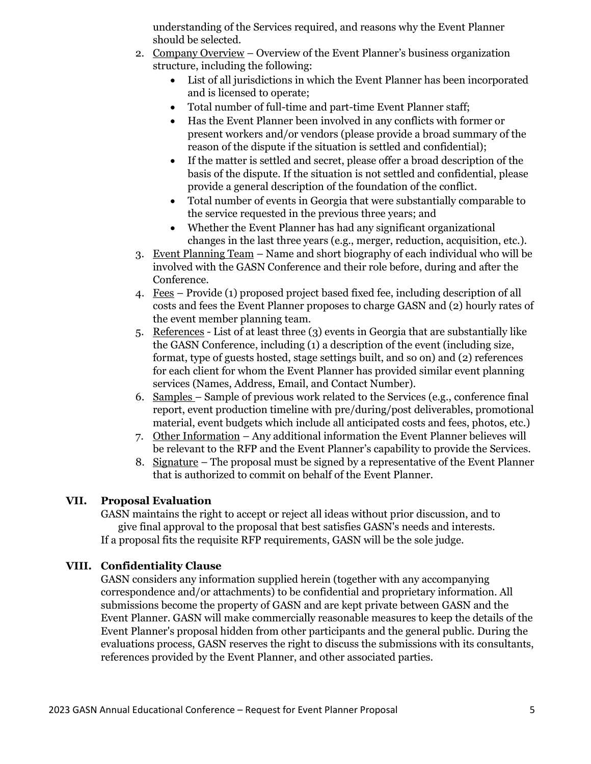understanding of the Services required, and reasons why the Event Planner should be selected.

2. Company Overview – Overview of the Event Planner's business organization structure, including the following:
   - List of all jurisdictions in which the Event Planner has been incorporated and is licensed to operate;
   - Total number of full-time and part-time Event Planner staff;
   - Has the Event Planner been involved in any conflicts with former or present workers and/or vendors (please provide a broad summary of the reason of the dispute if the situation is settled and confidential);
   - If the matter is settled and secret, please offer a broad description of the basis of the dispute. If the situation is not settled and confidential, please provide a general description of the foundation of the conflict.
   - Total number of events in Georgia that were substantially comparable to the service requested in the previous three years; and
   - Whether the Event Planner has had any significant organizational changes in the last three years (e.g., merger, reduction, acquisition, etc.).
3. Event Planning Team – Name and short biography of each individual who will be involved with the GASN Conference and their role before, during and after the Conference.
4. Fees – Provide (1) proposed project based fixed fee, including description of all costs and fees the Event Planner proposes to charge GASN and (2) hourly rates of the event member planning team.
5. References - List of at least three (3) events in Georgia that are substantially like the GASN Conference, including (1) a description of the event (including size, format, type of guests hosted, stage settings built, and so on) and (2) references for each client for whom the Event Planner has provided similar event planning services (Names, Address, Email, and Contact Number).
6. Samples – Sample of previous work related to the Services (e.g., conference final report, event production timeline with pre/during/post deliverables, promotional material, event budgets which include all anticipated costs and fees, photos, etc.)
7. Other Information – Any additional information the Event Planner believes will be relevant to the RFP and the Event Planner's capability to provide the Services.
8. Signature – The proposal must be signed by a representative of the Event Planner that is authorized to commit on behalf of the Event Planner.

## VII. Proposal Evaluation

GASN maintains the right to accept or reject all ideas without prior discussion, and to give final approval to the proposal that best satisfies GASN's needs and interests. If a proposal fits the requisite RFP requirements, GASN will be the sole judge.

## VIII. Confidentiality Clause

GASN considers any information supplied herein (together with any accompanying correspondence and/or attachments) to be confidential and proprietary information. All submissions become the property of GASN and are kept private between GASN and the Event Planner. GASN will make commercially reasonable measures to keep the details of the Event Planner's proposal hidden from other participants and the general public. During the evaluations process, GASN reserves the right to discuss the submissions with its consultants, references provided by the Event Planner, and other associated parties.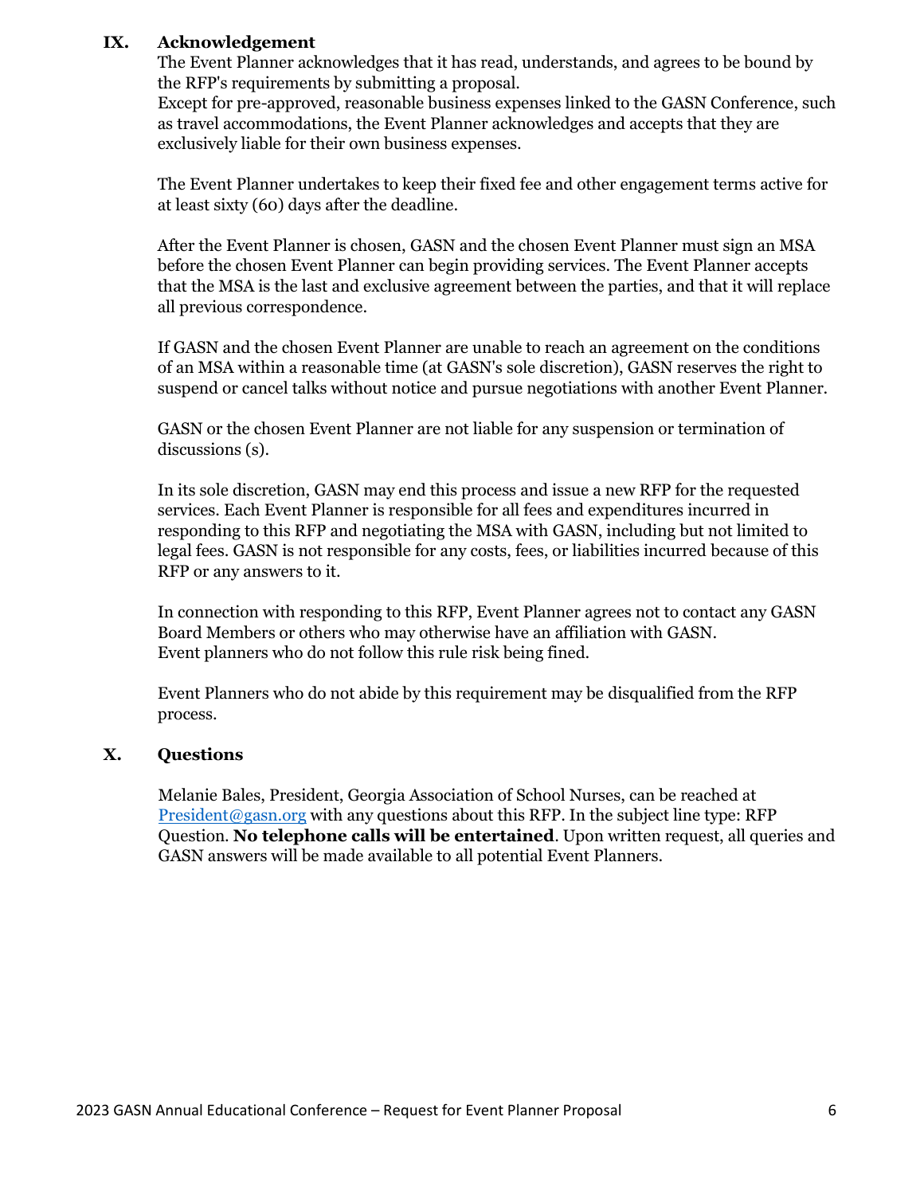## IX. Acknowledgement

The Event Planner acknowledges that it has read, understands, and agrees to be bound by the RFP's requirements by submitting a proposal.
Except for pre-approved, reasonable business expenses linked to the GASN Conference, such as travel accommodations, the Event Planner acknowledges and accepts that they are exclusively liable for their own business expenses.

The Event Planner undertakes to keep their fixed fee and other engagement terms active for at least sixty (60) days after the deadline.

After the Event Planner is chosen, GASN and the chosen Event Planner must sign an MSA before the chosen Event Planner can begin providing services. The Event Planner accepts that the MSA is the last and exclusive agreement between the parties, and that it will replace all previous correspondence.

If GASN and the chosen Event Planner are unable to reach an agreement on the conditions of an MSA within a reasonable time (at GASN's sole discretion), GASN reserves the right to suspend or cancel talks without notice and pursue negotiations with another Event Planner.

GASN or the chosen Event Planner are not liable for any suspension or termination of discussions (s).

In its sole discretion, GASN may end this process and issue a new RFP for the requested services. Each Event Planner is responsible for all fees and expenditures incurred in responding to this RFP and negotiating the MSA with GASN, including but not limited to legal fees. GASN is not responsible for any costs, fees, or liabilities incurred because of this RFP or any answers to it.

In connection with responding to this RFP, Event Planner agrees not to contact any GASN Board Members or others who may otherwise have an affiliation with GASN.
Event planners who do not follow this rule risk being fined.

Event Planners who do not abide by this requirement may be disqualified from the RFP process.

## X. Questions

Melanie Bales, President, Georgia Association of School Nurses, can be reached at President@gasn.org with any questions about this RFP. In the subject line type: RFP Question. **No telephone calls will be entertained**. Upon written request, all queries and GASN answers will be made available to all potential Event Planners.